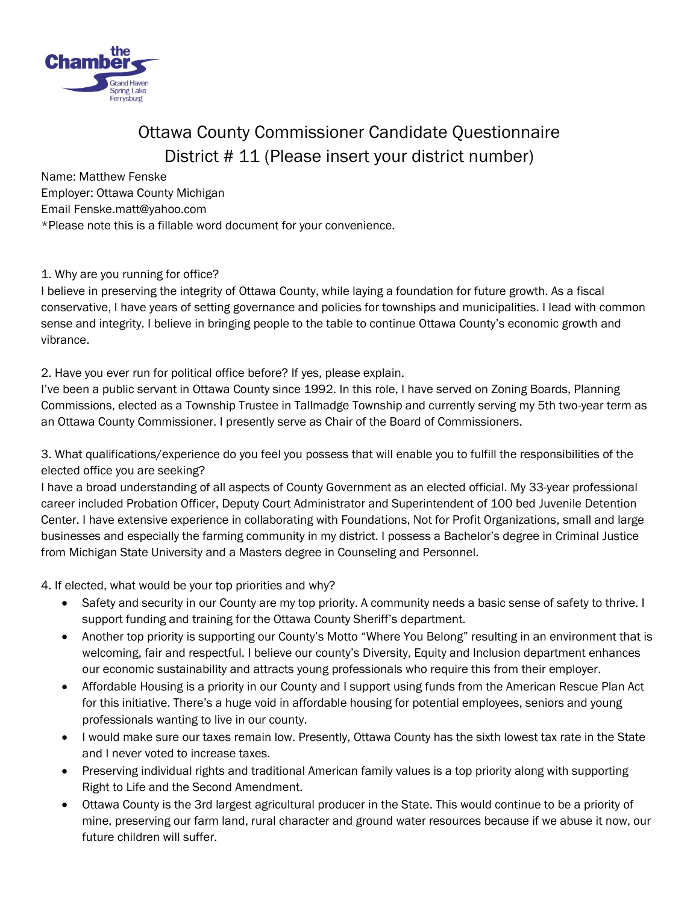# Ottawa County Commissioner Candidate Questionnaire
## District # 11 (Please insert your district number)

Name: Matthew Fenske
Employer: Ottawa County Michigan
Email Fenske.matt@yahoo.com
*Please note this is a fillable word document for your convenience.

1. Why are you running for office?

I believe in preserving the integrity of Ottawa County, while laying a foundation for future growth. As a fiscal conservative, I have years of setting governance and policies for townships and municipalities. I lead with common sense and integrity. I believe in bringing people to the table to continue Ottawa County's economic growth and vibrance.

2. Have you ever run for political office before? If yes, please explain.

I've been a public servant in Ottawa County since 1992. In this role, I have served on Zoning Boards, Planning Commissions, elected as a Township Trustee in Tallmadge Township and currently serving my 5th two-year term as an Ottawa County Commissioner. I presently serve as Chair of the Board of Commissioners.

3. What qualifications/experience do you feel you possess that will enable you to fulfill the responsibilities of the elected office you are seeking?

I have a broad understanding of all aspects of County Government as an elected official. My 33-year professional career included Probation Officer, Deputy Court Administrator and Superintendent of 100 bed Juvenile Detention Center. I have extensive experience in collaborating with Foundations, Not for Profit Organizations, small and large businesses and especially the farming community in my district. I possess a Bachelor's degree in Criminal Justice from Michigan State University and a Masters degree in Counseling and Personnel.

4. If elected, what would be your top priorities and why?

- Safety and security in our County are my top priority. A community needs a basic sense of safety to thrive. I support funding and training for the Ottawa County Sheriff's department.
- Another top priority is supporting our County's Motto "Where You Belong" resulting in an environment that is welcoming, fair and respectful. I believe our county's Diversity, Equity and Inclusion department enhances our economic sustainability and attracts young professionals who require this from their employer.
- Affordable Housing is a priority in our County and I support using funds from the American Rescue Plan Act for this initiative. There's a huge void in affordable housing for potential employees, seniors and young professionals wanting to live in our county.
- I would make sure our taxes remain low. Presently, Ottawa County has the sixth lowest tax rate in the State and I never voted to increase taxes.
- Preserving individual rights and traditional American family values is a top priority along with supporting Right to Life and the Second Amendment.
- Ottawa County is the 3rd largest agricultural producer in the State. This would continue to be a priority of mine, preserving our farm land, rural character and ground water resources because if we abuse it now, our future children will suffer.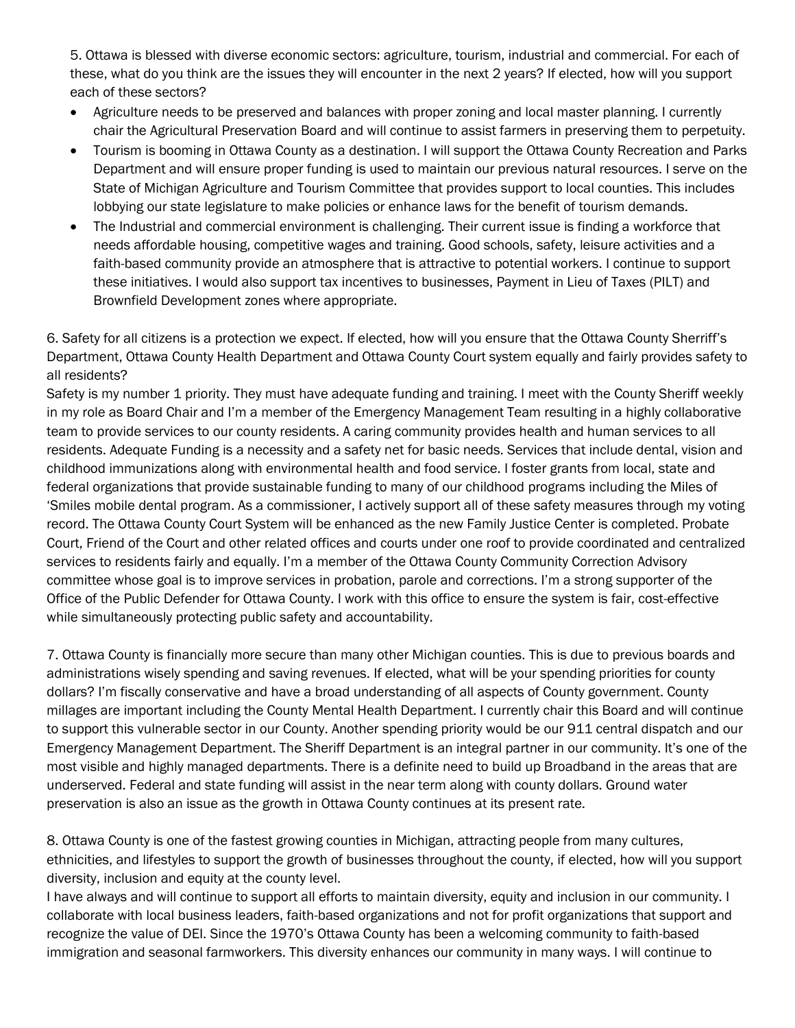5. Ottawa is blessed with diverse economic sectors: agriculture, tourism, industrial and commercial. For each of these, what do you think are the issues they will encounter in the next 2 years? If elected, how will you support each of these sectors?

- Agriculture needs to be preserved and balances with proper zoning and local master planning. I currently chair the Agricultural Preservation Board and will continue to assist farmers in preserving them to perpetuity.
- Tourism is booming in Ottawa County as a destination. I will support the Ottawa County Recreation and Parks Department and will ensure proper funding is used to maintain our previous natural resources. I serve on the State of Michigan Agriculture and Tourism Committee that provides support to local counties. This includes lobbying our state legislature to make policies or enhance laws for the benefit of tourism demands.
- The Industrial and commercial environment is challenging. Their current issue is finding a workforce that needs affordable housing, competitive wages and training. Good schools, safety, leisure activities and a faith-based community provide an atmosphere that is attractive to potential workers. I continue to support these initiatives. I would also support tax incentives to businesses, Payment in Lieu of Taxes (PILT) and Brownfield Development zones where appropriate.

6. Safety for all citizens is a protection we expect. If elected, how will you ensure that the Ottawa County Sherriff's Department, Ottawa County Health Department and Ottawa County Court system equally and fairly provides safety to all residents?

Safety is my number 1 priority. They must have adequate funding and training. I meet with the County Sheriff weekly in my role as Board Chair and I'm a member of the Emergency Management Team resulting in a highly collaborative team to provide services to our county residents. A caring community provides health and human services to all residents. Adequate Funding is a necessity and a safety net for basic needs. Services that include dental, vision and childhood immunizations along with environmental health and food service. I foster grants from local, state and federal organizations that provide sustainable funding to many of our childhood programs including the Miles of 'Smiles mobile dental program. As a commissioner, I actively support all of these safety measures through my voting record. The Ottawa County Court System will be enhanced as the new Family Justice Center is completed. Probate Court, Friend of the Court and other related offices and courts under one roof to provide coordinated and centralized services to residents fairly and equally. I'm a member of the Ottawa County Community Correction Advisory committee whose goal is to improve services in probation, parole and corrections. I'm a strong supporter of the Office of the Public Defender for Ottawa County. I work with this office to ensure the system is fair, cost-effective while simultaneously protecting public safety and accountability.

7. Ottawa County is financially more secure than many other Michigan counties. This is due to previous boards and administrations wisely spending and saving revenues. If elected, what will be your spending priorities for county dollars? I'm fiscally conservative and have a broad understanding of all aspects of County government. County millages are important including the County Mental Health Department. I currently chair this Board and will continue to support this vulnerable sector in our County. Another spending priority would be our 911 central dispatch and our Emergency Management Department. The Sheriff Department is an integral partner in our community. It's one of the most visible and highly managed departments. There is a definite need to build up Broadband in the areas that are underserved. Federal and state funding will assist in the near term along with county dollars. Ground water preservation is also an issue as the growth in Ottawa County continues at its present rate.

8. Ottawa County is one of the fastest growing counties in Michigan, attracting people from many cultures, ethnicities, and lifestyles to support the growth of businesses throughout the county, if elected, how will you support diversity, inclusion and equity at the county level.

I have always and will continue to support all efforts to maintain diversity, equity and inclusion in our community. I collaborate with local business leaders, faith-based organizations and not for profit organizations that support and recognize the value of DEI. Since the 1970's Ottawa County has been a welcoming community to faith-based immigration and seasonal farmworkers. This diversity enhances our community in many ways. I will continue to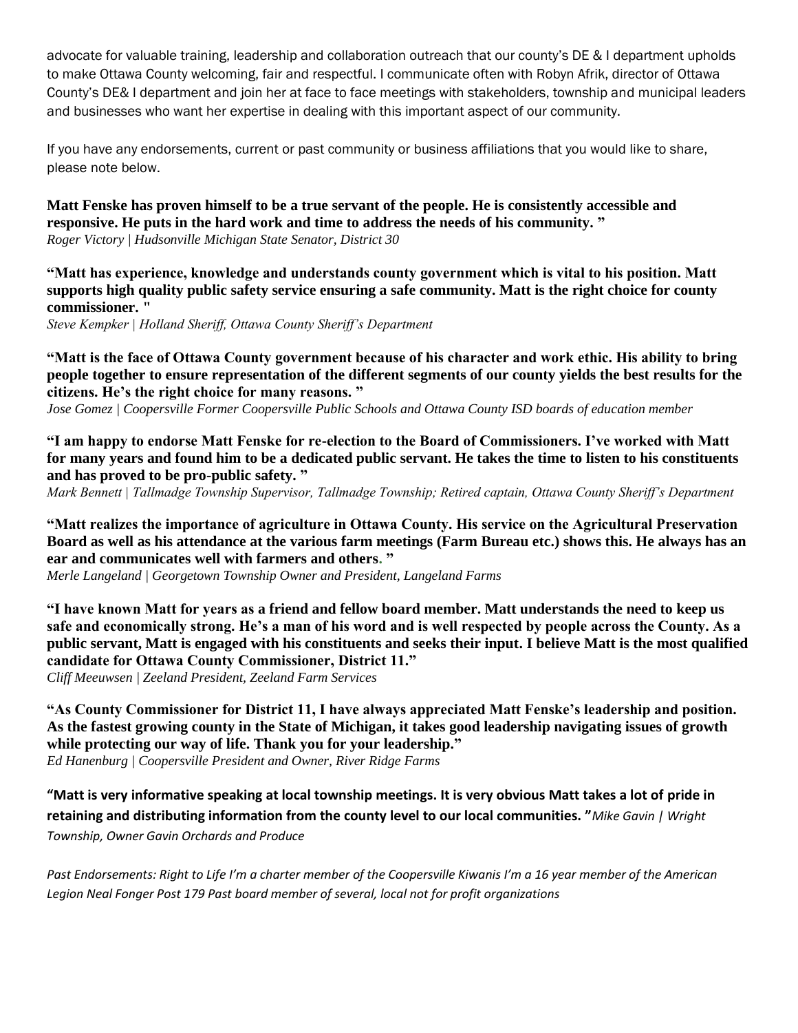advocate for valuable training, leadership and collaboration outreach that our county's DE & I department upholds to make Ottawa County welcoming, fair and respectful. I communicate often with Robyn Afrik, director of Ottawa County's DE& I department and join her at face to face meetings with stakeholders, township and municipal leaders and businesses who want her expertise in dealing with this important aspect of our community.

If you have any endorsements, current or past community or business affiliations that you would like to share, please note below.

**Matt Fenske has proven himself to be a true servant of the people. He is consistently accessible and responsive. He puts in the hard work and time to address the needs of his community. "**
*Roger Victory | Hudsonville Michigan State Senator, District 30*

**"Matt has experience, knowledge and understands county government which is vital to his position. Matt supports high quality public safety service ensuring a safe community. Matt is the right choice for county commissioner. "**
*Steve Kempker | Holland Sheriff, Ottawa County Sheriff's Department*

**"Matt is the face of Ottawa County government because of his character and work ethic. His ability to bring people together to ensure representation of the different segments of our county yields the best results for the citizens. He's the right choice for many reasons. "**
*Jose Gomez | Coopersville Former Coopersville Public Schools and Ottawa County ISD boards of education member*

**"I am happy to endorse Matt Fenske for re-election to the Board of Commissioners. I've worked with Matt for many years and found him to be a dedicated public servant. He takes the time to listen to his constituents and has proved to be pro-public safety. "**
*Mark Bennett | Tallmadge Township Supervisor, Tallmadge Township; Retired captain, Ottawa County Sheriff's Department*

**"Matt realizes the importance of agriculture in Ottawa County. His service on the Agricultural Preservation Board as well as his attendance at the various farm meetings (Farm Bureau etc.) shows this. He always has an ear and communicates well with farmers and others. "**
*Merle Langeland | Georgetown Township Owner and President, Langeland Farms*

**"I have known Matt for years as a friend and fellow board member. Matt understands the need to keep us safe and economically strong. He's a man of his word and is well respected by people across the County. As a public servant, Matt is engaged with his constituents and seeks their input. I believe Matt is the most qualified candidate for Ottawa County Commissioner, District 11."**
*Cliff Meeuwsen | Zeeland President, Zeeland Farm Services*

**"As County Commissioner for District 11, I have always appreciated Matt Fenske's leadership and position. As the fastest growing county in the State of Michigan, it takes good leadership navigating issues of growth while protecting our way of life. Thank you for your leadership."**
*Ed Hanenburg | Coopersville President and Owner, River Ridge Farms*

**"Matt is very informative speaking at local township meetings. It is very obvious Matt takes a lot of pride in retaining and distributing information from the county level to our local communities. "***Mike Gavin | Wright Township, Owner Gavin Orchards and Produce*

*Past Endorsements: Right to Life I'm a charter member of the Coopersville Kiwanis I'm a 16 year member of the American Legion Neal Fonger Post 179 Past board member of several, local not for profit organizations*